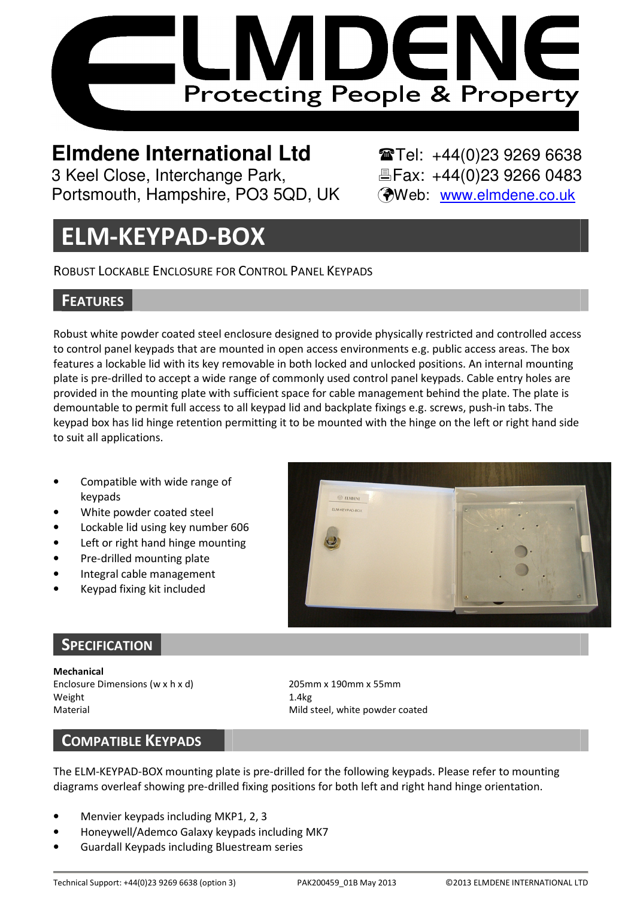# ELMDENE

Protecting People & Property

**Elmdene International Ltd**
3 Keel Close, Interchange Park,
Portsmouth, Hampshire, PO3 5QD, UK

☎Tel: +44(0)23 9269 6638
🖷Fax: +44(0)23 9266 0483
Web: www.elmdene.co.uk

# ELM-KEYPAD-BOX

ROBUST LOCKABLE ENCLOSURE FOR CONTROL PANEL KEYPADS

## FEATURES

Robust white powder coated steel enclosure designed to provide physically restricted and controlled access to control panel keypads that are mounted in open access environments e.g. public access areas. The box features a lockable lid with its key removable in both locked and unlocked positions. An internal mounting plate is pre-drilled to accept a wide range of commonly used control panel keypads. Cable entry holes are provided in the mounting plate with sufficient space for cable management behind the plate. The plate is demountable to permit full access to all keypad lid and backplate fixings e.g. screws, push-in tabs. The keypad box has lid hinge retention permitting it to be mounted with the hinge on the left or right hand side to suit all applications.

- Compatible with wide range of keypads
- White powder coated steel
- Lockable lid using key number 606
- Left or right hand hinge mounting
- Pre-drilled mounting plate
- Integral cable management
- Keypad fixing kit included

## SPECIFICATION

**Mechanical**

| | |
|---|---|
| Enclosure Dimensions (w x h x d) | 205mm x 190mm x 55mm |
| Weight | 1.4kg |
| Material | Mild steel, white powder coated |

## COMPATIBLE KEYPADS

The ELM-KEYPAD-BOX mounting plate is pre-drilled for the following keypads. Please refer to mounting diagrams overleaf showing pre-drilled fixing positions for both left and right hand hinge orientation.

- Menvier keypads including MKP1, 2, 3
- Honeywell/Ademco Galaxy keypads including MK7
- Guardall Keypads including Bluestream series

Technical Support: +44(0)23 9269 6638 (option 3) PAK200459_01B May 2013 ©2013 ELMDENE INTERNATIONAL LTD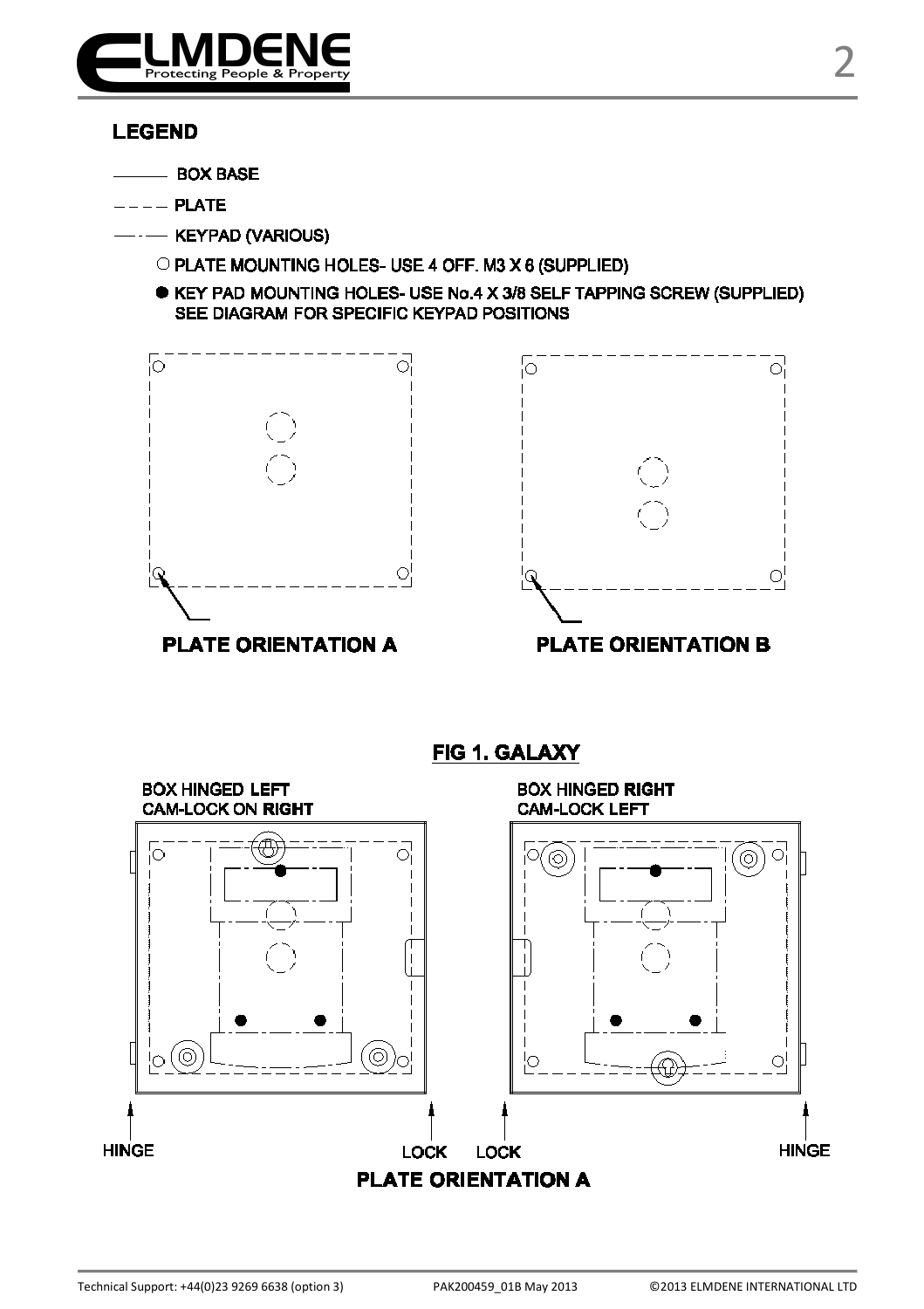## LEGEND

——— BOX BASE

– – – – PLATE

—·— KEYPAD (VARIOUS)

○ PLATE MOUNTING HOLES- USE 4 OFF. M3 X 6 (SUPPLIED)

● KEY PAD MOUNTING HOLES- USE No.4 X 3/8 SELF TAPPING SCREW (SUPPLIED)
SEE DIAGRAM FOR SPECIFIC KEYPAD POSITIONS

**PLATE ORIENTATION A**

**PLATE ORIENTATION B**

## FIG 1. GALAXY

BOX HINGED LEFT
CAM-LOCK ON **RIGHT**

BOX HINGED **RIGHT**
CAM-LOCK LEFT

HINGE

LOCK

LOCK

HINGE

**PLATE ORIENTATION A**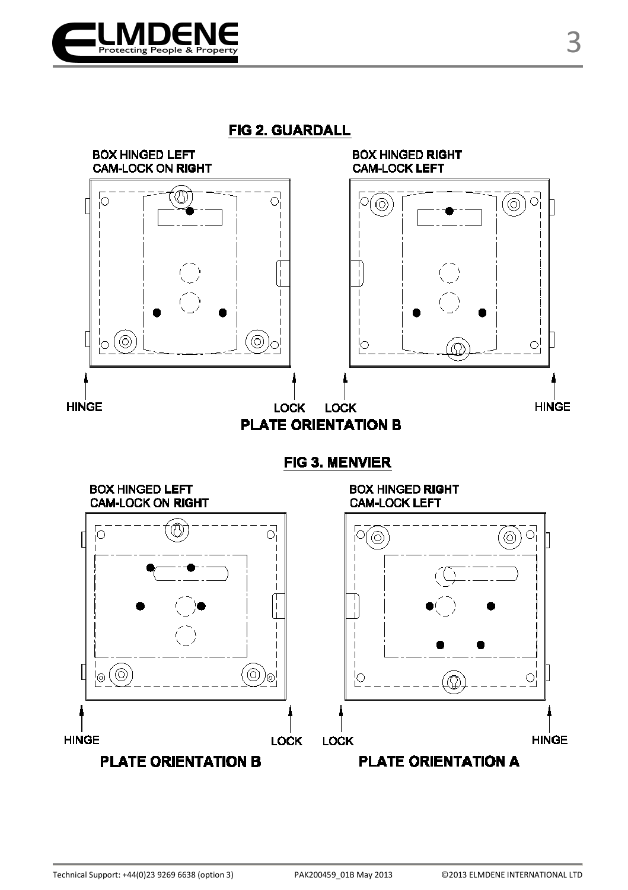## FIG 2. GUARDALL

BOX HINGED LEFT
CAM-LOCK ON **RIGHT**

BOX HINGED **RIGHT**
CAM-LOCK **LEFT**

HINGE LOCK LOCK HINGE

**PLATE ORIENTATION B**

## FIG 3. MENVIER

BOX HINGED **LEFT**
CAM-LOCK ON **RIGHT**

BOX HINGED **RIGHT**
CAM-LOCK **LEFT**

HINGE LOCK LOCK HINGE

**PLATE ORIENTATION B**

**PLATE ORIENTATION A**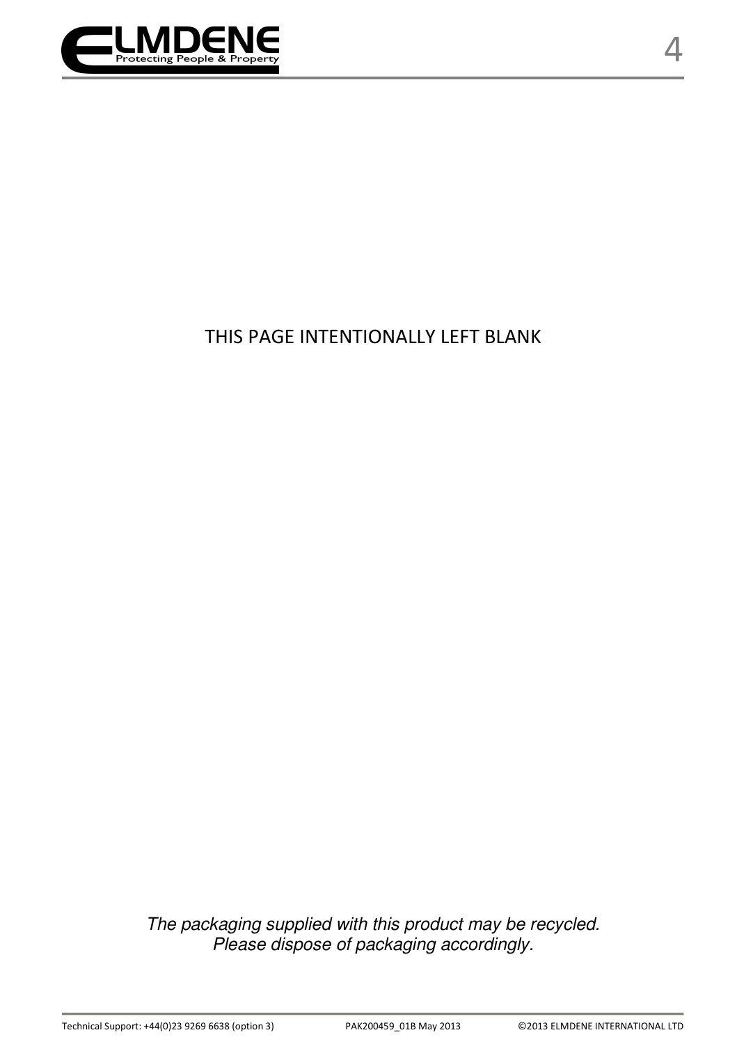THIS PAGE INTENTIONALLY LEFT BLANK

*The packaging supplied with this product may be recycled.*
*Please dispose of packaging accordingly.*